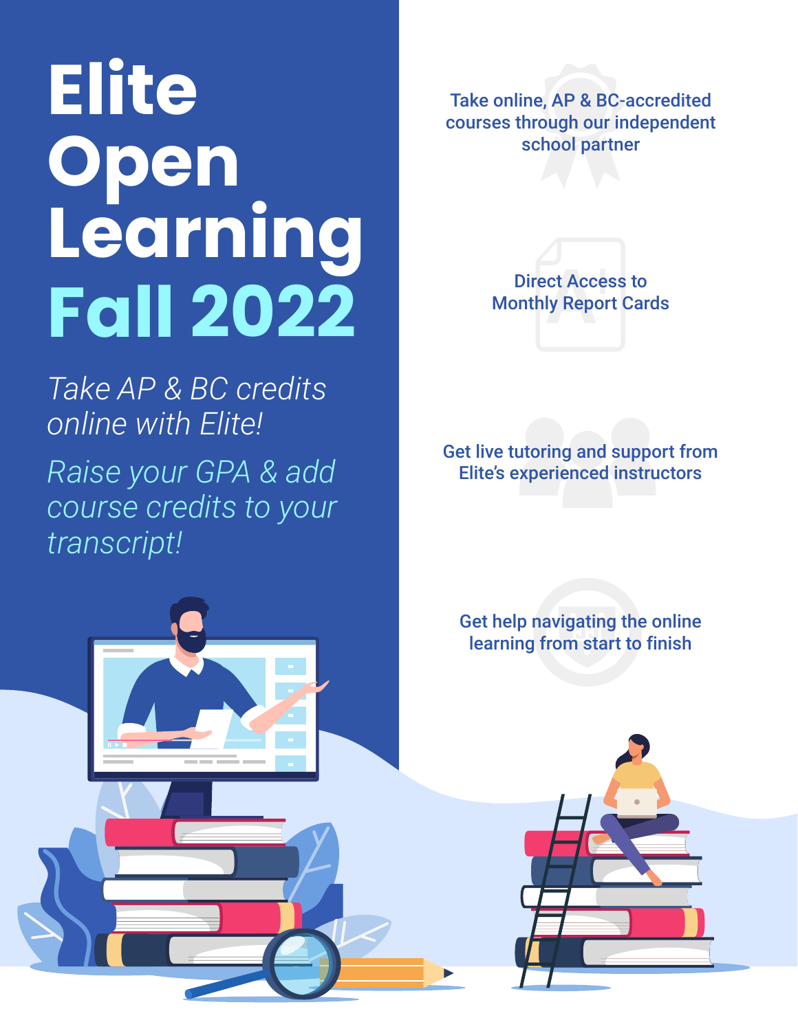# Elite Open Learning Fall 2022

*Take AP & BC credits online with Elite!*

*Raise your GPA & add course credits to your transcript!*

Take online, AP & BC-accredited courses through our independent school partner

Direct Access to Monthly Report Cards

Get live tutoring and support from Elite's experienced instructors

Get help navigating the online learning from start to finish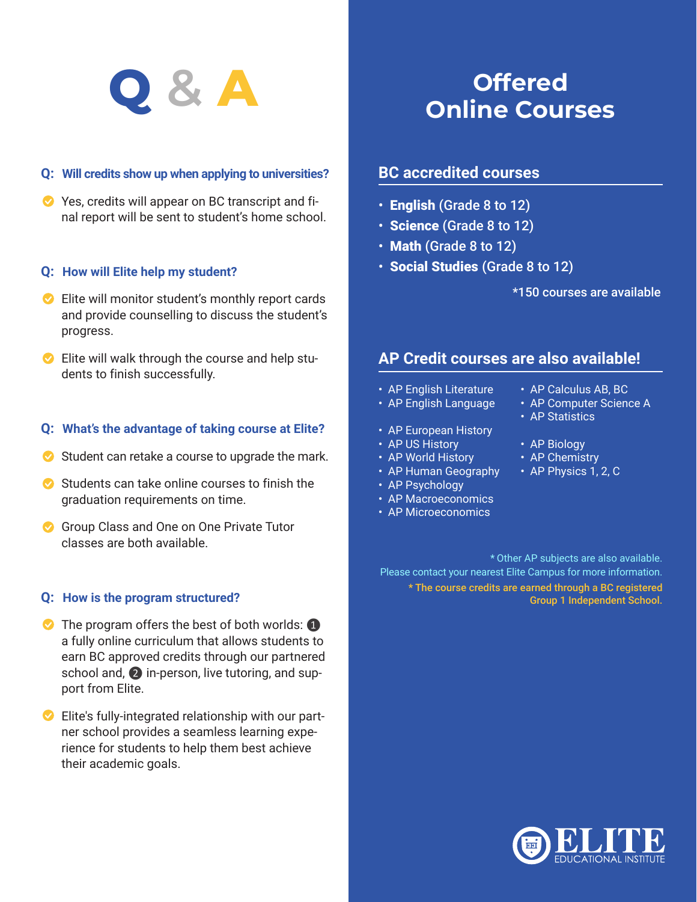# Q & A

**Q: Will credits show up when applying to universities?**

- Yes, credits will appear on BC transcript and final report will be sent to student's home school.

**Q: How will Elite help my student?**

- Elite will monitor student's monthly report cards and provide counselling to discuss the student's progress.
- Elite will walk through the course and help students to finish successfully.

**Q: What's the advantage of taking course at Elite?**

- Student can retake a course to upgrade the mark.
- Students can take online courses to finish the graduation requirements on time.
- Group Class and One on One Private Tutor classes are both available.

**Q: How is the program structured?**

- The program offers the best of both worlds: 1 a fully online curriculum that allows students to earn BC approved credits through our partnered school and, 2 in-person, live tutoring, and support from Elite.
- Elite's fully-integrated relationship with our partner school provides a seamless learning experience for students to help them best achieve their academic goals.

# Offered Online Courses

## BC accredited courses

- **English** (Grade 8 to 12)
- **Science** (Grade 8 to 12)
- **Math** (Grade 8 to 12)
- **Social Studies** (Grade 8 to 12)

*150 courses are available

## AP Credit courses are also available!

- AP English Literature
- AP English Language
- AP European History
- AP US History
- AP World History
- AP Human Geography
- AP Psychology
- AP Macroeconomics
- AP Microeconomics
- AP Calculus AB, BC
- AP Computer Science A
- AP Statistics
- AP Biology
- AP Chemistry
- AP Physics 1, 2, C

* Other AP subjects are also available.
Please contact your nearest Elite Campus for more information.

* The course credits are earned through a BC registered Group 1 Independent School.

ELITE EDUCATIONAL INSTITUTE